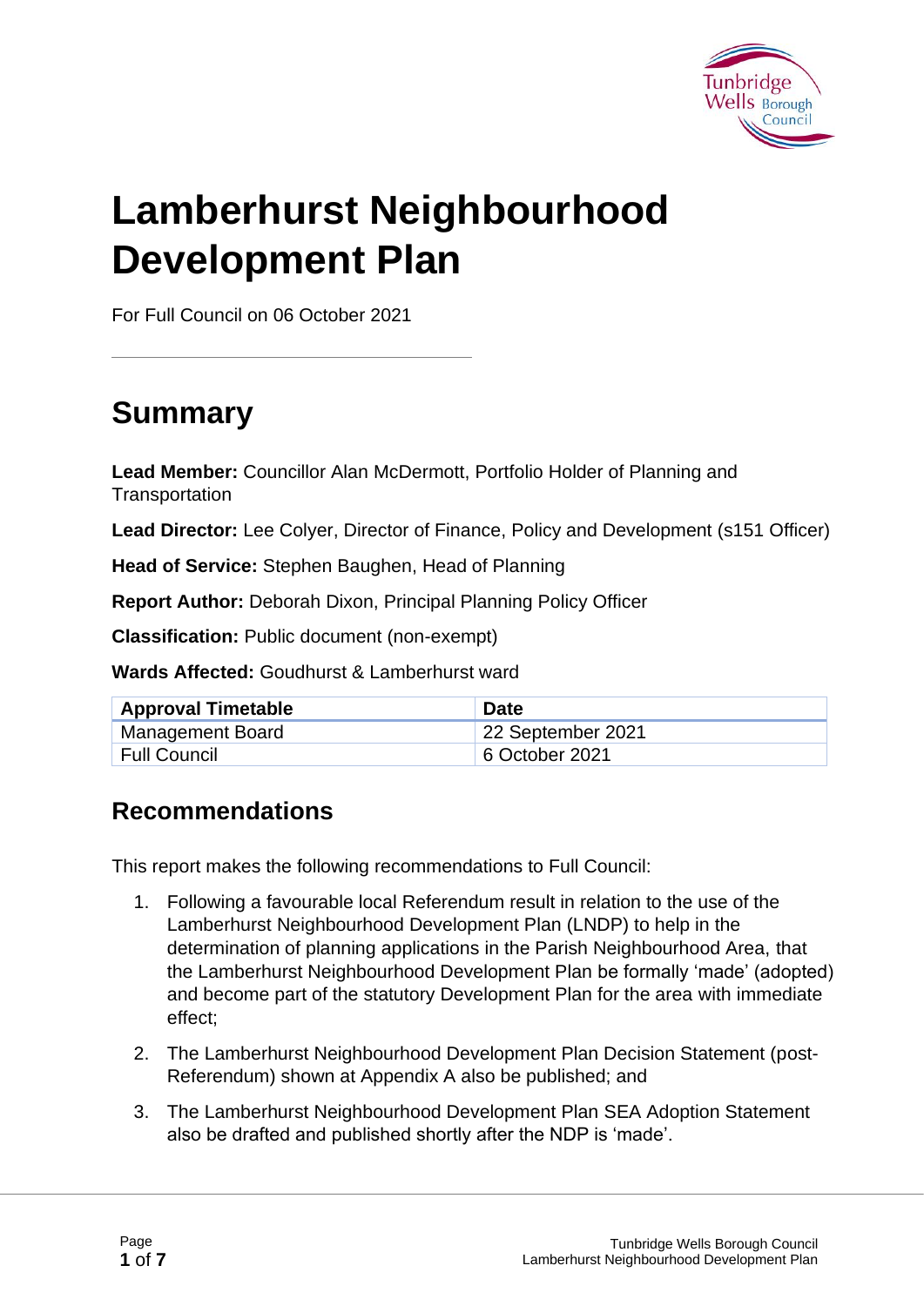# Lamberhurst Neighbourhood Development Plan

For Full Council on 06 October 2021

## Summary

**Lead Member:** Councillor Alan McDermott, Portfolio Holder of Planning and Transportation

**Lead Director:** Lee Colyer, Director of Finance, Policy and Development (s151 Officer)

**Head of Service:** Stephen Baughen, Head of Planning

**Report Author:** Deborah Dixon, Principal Planning Policy Officer

**Classification:** Public document (non-exempt)

**Wards Affected:** Goudhurst & Lamberhurst ward

| Approval Timetable | Date |
|---|---|
| Management Board | 22 September 2021 |
| Full Council | 6 October 2021 |

### Recommendations

This report makes the following recommendations to Full Council:

1. Following a favourable local Referendum result in relation to the use of the Lamberhurst Neighbourhood Development Plan (LNDP) to help in the determination of planning applications in the Parish Neighbourhood Area, that the Lamberhurst Neighbourhood Development Plan be formally 'made' (adopted) and become part of the statutory Development Plan for the area with immediate effect;
2. The Lamberhurst Neighbourhood Development Plan Decision Statement (post-Referendum) shown at Appendix A also be published; and
3. The Lamberhurst Neighbourhood Development Plan SEA Adoption Statement also be drafted and published shortly after the NDP is 'made'.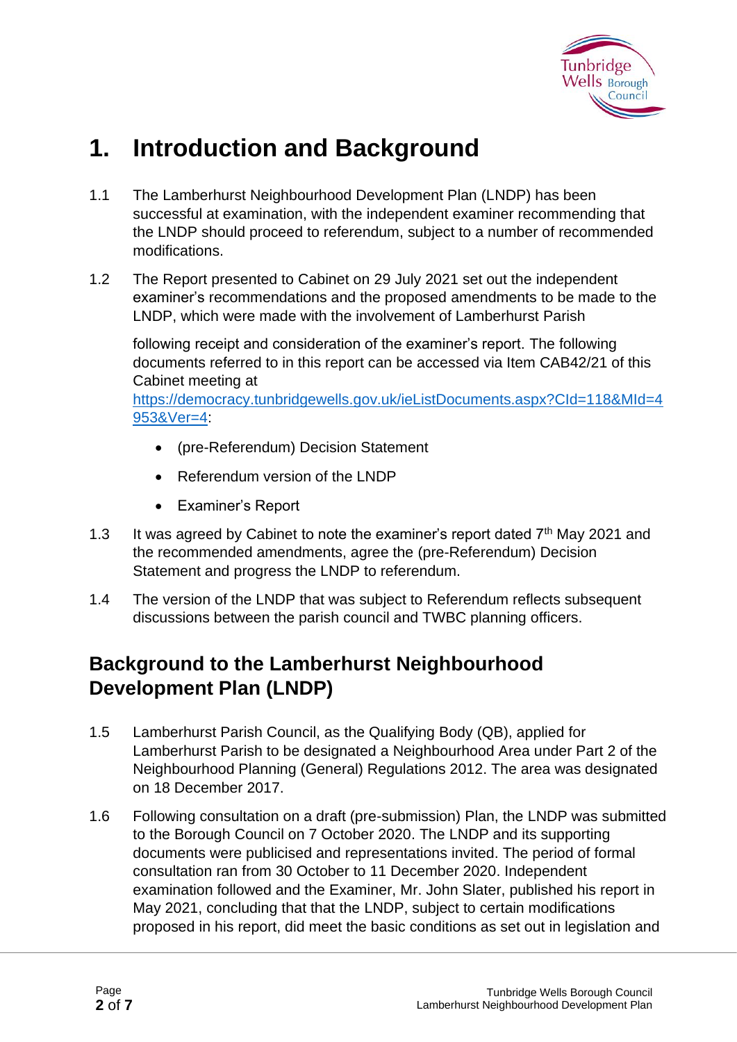# 1. Introduction and Background

1.1 The Lamberhurst Neighbourhood Development Plan (LNDP) has been successful at examination, with the independent examiner recommending that the LNDP should proceed to referendum, subject to a number of recommended modifications.

1.2 The Report presented to Cabinet on 29 July 2021 set out the independent examiner's recommendations and the proposed amendments to be made to the LNDP, which were made with the involvement of Lamberhurst Parish

following receipt and consideration of the examiner's report. The following documents referred to in this report can be accessed via Item CAB42/21 of this Cabinet meeting at https://democracy.tunbridgewells.gov.uk/ieListDocuments.aspx?CId=118&MId=4953&Ver=4:

- (pre-Referendum) Decision Statement
- Referendum version of the LNDP
- Examiner's Report

1.3 It was agreed by Cabinet to note the examiner's report dated 7th May 2021 and the recommended amendments, agree the (pre-Referendum) Decision Statement and progress the LNDP to referendum.

1.4 The version of the LNDP that was subject to Referendum reflects subsequent discussions between the parish council and TWBC planning officers.

## Background to the Lamberhurst Neighbourhood Development Plan (LNDP)

1.5 Lamberhurst Parish Council, as the Qualifying Body (QB), applied for Lamberhurst Parish to be designated a Neighbourhood Area under Part 2 of the Neighbourhood Planning (General) Regulations 2012. The area was designated on 18 December 2017.

1.6 Following consultation on a draft (pre-submission) Plan, the LNDP was submitted to the Borough Council on 7 October 2020. The LNDP and its supporting documents were publicised and representations invited. The period of formal consultation ran from 30 October to 11 December 2020. Independent examination followed and the Examiner, Mr. John Slater, published his report in May 2021, concluding that that the LNDP, subject to certain modifications proposed in his report, did meet the basic conditions as set out in legislation and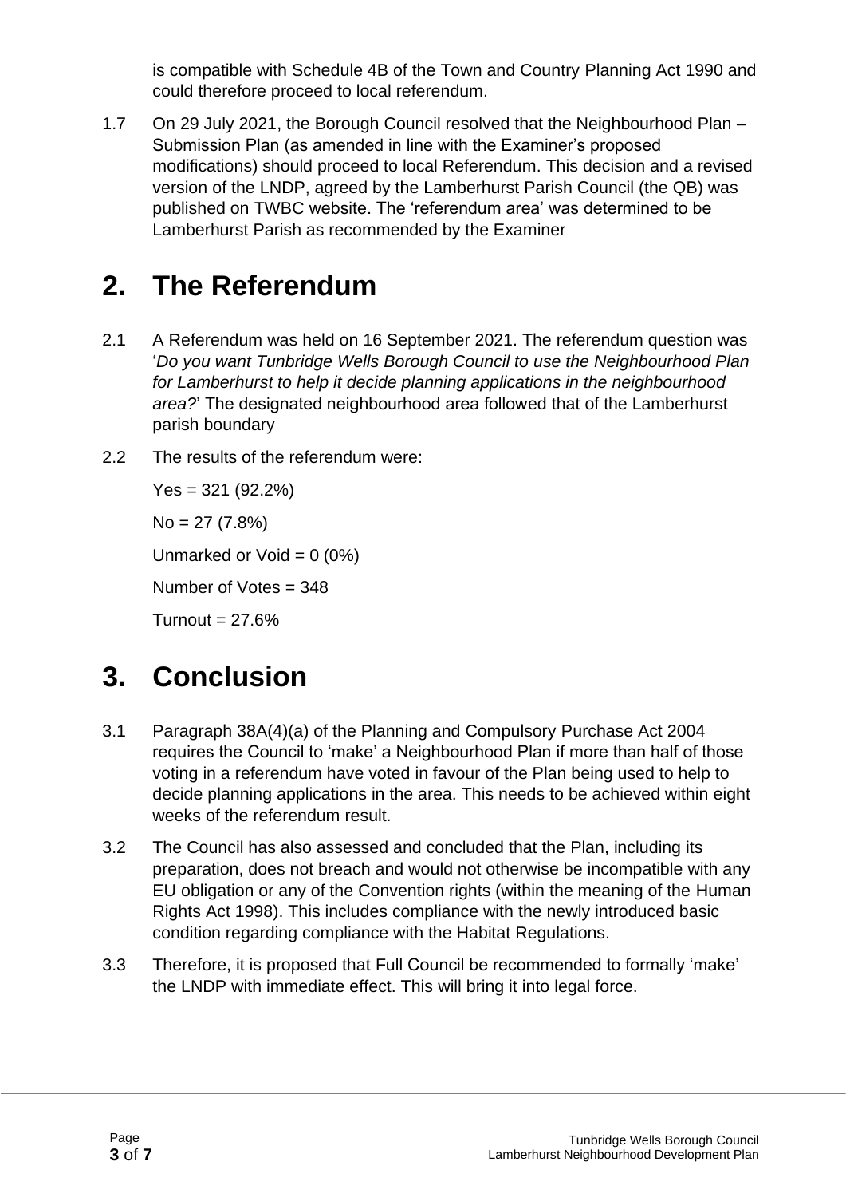is compatible with Schedule 4B of the Town and Country Planning Act 1990 and could therefore proceed to local referendum.

1.7 On 29 July 2021, the Borough Council resolved that the Neighbourhood Plan – Submission Plan (as amended in line with the Examiner's proposed modifications) should proceed to local Referendum. This decision and a revised version of the LNDP, agreed by the Lamberhurst Parish Council (the QB) was published on TWBC website. The 'referendum area' was determined to be Lamberhurst Parish as recommended by the Examiner

# 2. The Referendum

2.1 A Referendum was held on 16 September 2021. The referendum question was '*Do you want Tunbridge Wells Borough Council to use the Neighbourhood Plan for Lamberhurst to help it decide planning applications in the neighbourhood area?*' The designated neighbourhood area followed that of the Lamberhurst parish boundary

2.2 The results of the referendum were:

Yes = 321 (92.2%)

No = 27 (7.8%)

Unmarked or Void = 0 (0%)

Number of Votes = 348

Turnout = 27.6%

# 3. Conclusion

3.1 Paragraph 38A(4)(a) of the Planning and Compulsory Purchase Act 2004 requires the Council to 'make' a Neighbourhood Plan if more than half of those voting in a referendum have voted in favour of the Plan being used to help to decide planning applications in the area. This needs to be achieved within eight weeks of the referendum result.

3.2 The Council has also assessed and concluded that the Plan, including its preparation, does not breach and would not otherwise be incompatible with any EU obligation or any of the Convention rights (within the meaning of the Human Rights Act 1998). This includes compliance with the newly introduced basic condition regarding compliance with the Habitat Regulations.

3.3 Therefore, it is proposed that Full Council be recommended to formally 'make' the LNDP with immediate effect. This will bring it into legal force.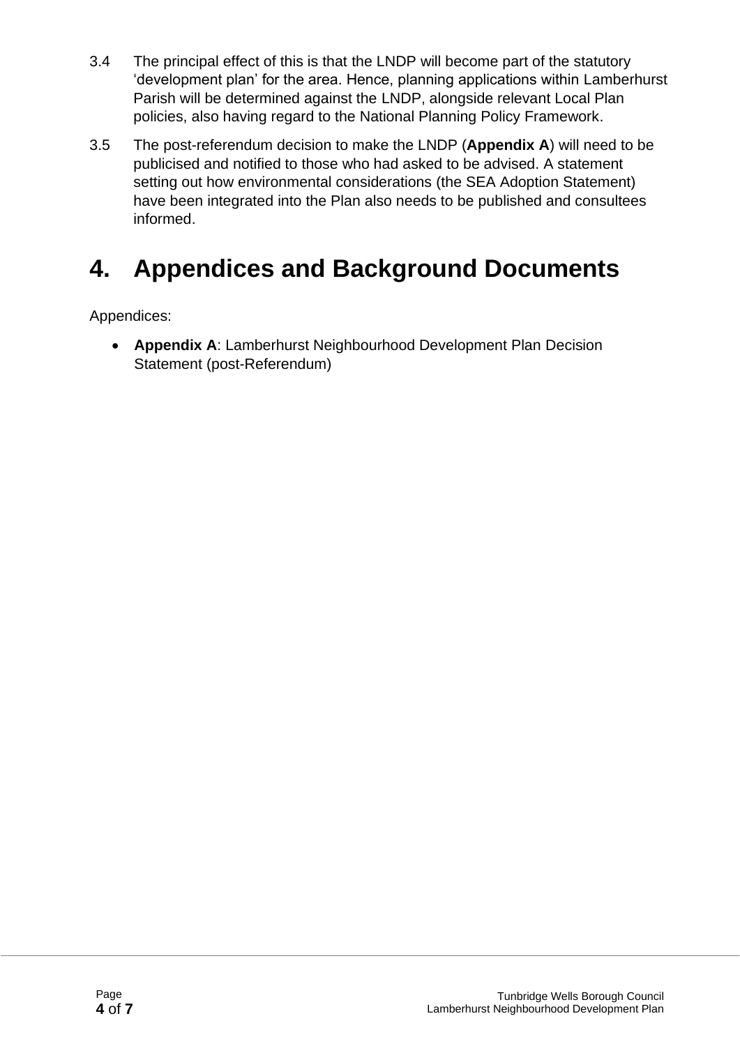3.4 The principal effect of this is that the LNDP will become part of the statutory ‘development plan’ for the area. Hence, planning applications within Lamberhurst Parish will be determined against the LNDP, alongside relevant Local Plan policies, also having regard to the National Planning Policy Framework.

3.5 The post-referendum decision to make the LNDP (**Appendix A**) will need to be publicised and notified to those who had asked to be advised. A statement setting out how environmental considerations (the SEA Adoption Statement) have been integrated into the Plan also needs to be published and consultees informed.

# 4. Appendices and Background Documents

Appendices:

- **Appendix A**: Lamberhurst Neighbourhood Development Plan Decision Statement (post-Referendum)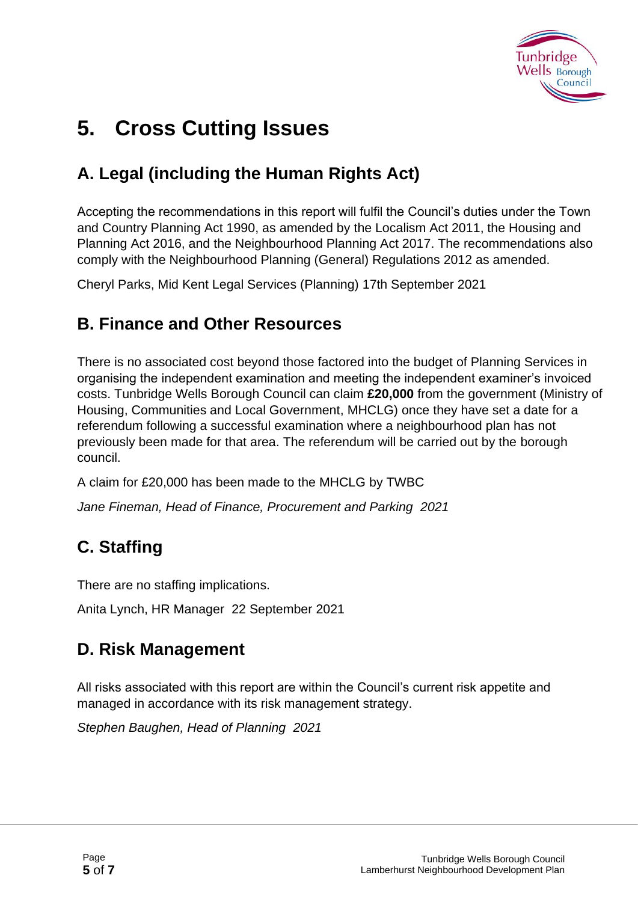# 5. Cross Cutting Issues

## A. Legal (including the Human Rights Act)

Accepting the recommendations in this report will fulfil the Council's duties under the Town and Country Planning Act 1990, as amended by the Localism Act 2011, the Housing and Planning Act 2016, and the Neighbourhood Planning Act 2017. The recommendations also comply with the Neighbourhood Planning (General) Regulations 2012 as amended.

Cheryl Parks, Mid Kent Legal Services (Planning) 17th September 2021

## B. Finance and Other Resources

There is no associated cost beyond those factored into the budget of Planning Services in organising the independent examination and meeting the independent examiner's invoiced costs. Tunbridge Wells Borough Council can claim **£20,000** from the government (Ministry of Housing, Communities and Local Government, MHCLG) once they have set a date for a referendum following a successful examination where a neighbourhood plan has not previously been made for that area. The referendum will be carried out by the borough council.

A claim for £20,000 has been made to the MHCLG by TWBC

*Jane Fineman, Head of Finance, Procurement and Parking 2021*

## C. Staffing

There are no staffing implications.

Anita Lynch, HR Manager 22 September 2021

## D. Risk Management

All risks associated with this report are within the Council's current risk appetite and managed in accordance with its risk management strategy.

*Stephen Baughen, Head of Planning 2021*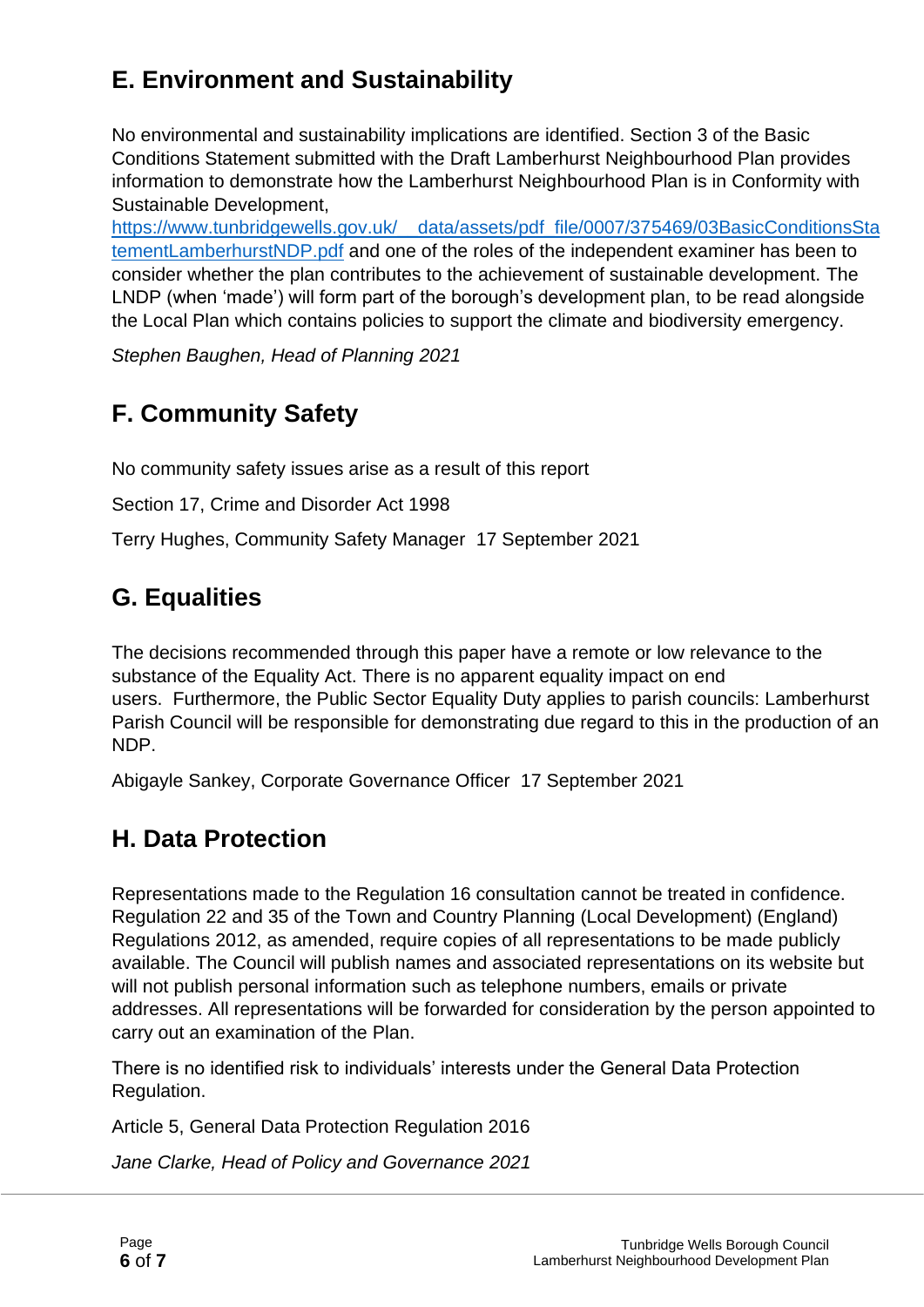## E. Environment and Sustainability

No environmental and sustainability implications are identified. Section 3 of the Basic Conditions Statement submitted with the Draft Lamberhurst Neighbourhood Plan provides information to demonstrate how the Lamberhurst Neighbourhood Plan is in Conformity with Sustainable Development, [https://www.tunbridgewells.gov.uk/__data/assets/pdf_file/0007/375469/03BasicConditionsStatementLamberhurstNDP.pdf](https://www.tunbridgewells.gov.uk/__data/assets/pdf_file/0007/375469/03BasicConditionsStatementLamberhurstNDP.pdf) and one of the roles of the independent examiner has been to consider whether the plan contributes to the achievement of sustainable development. The LNDP (when 'made') will form part of the borough's development plan, to be read alongside the Local Plan which contains policies to support the climate and biodiversity emergency.

*Stephen Baughen, Head of Planning 2021*

## F. Community Safety

No community safety issues arise as a result of this report

Section 17, Crime and Disorder Act 1998

Terry Hughes, Community Safety Manager 17 September 2021

## G. Equalities

The decisions recommended through this paper have a remote or low relevance to the substance of the Equality Act. There is no apparent equality impact on end users. Furthermore, the Public Sector Equality Duty applies to parish councils: Lamberhurst Parish Council will be responsible for demonstrating due regard to this in the production of an NDP.

Abigayle Sankey, Corporate Governance Officer 17 September 2021

## H. Data Protection

Representations made to the Regulation 16 consultation cannot be treated in confidence. Regulation 22 and 35 of the Town and Country Planning (Local Development) (England) Regulations 2012, as amended, require copies of all representations to be made publicly available. The Council will publish names and associated representations on its website but will not publish personal information such as telephone numbers, emails or private addresses. All representations will be forwarded for consideration by the person appointed to carry out an examination of the Plan.

There is no identified risk to individuals' interests under the General Data Protection Regulation.

Article 5, General Data Protection Regulation 2016

*Jane Clarke, Head of Policy and Governance 2021*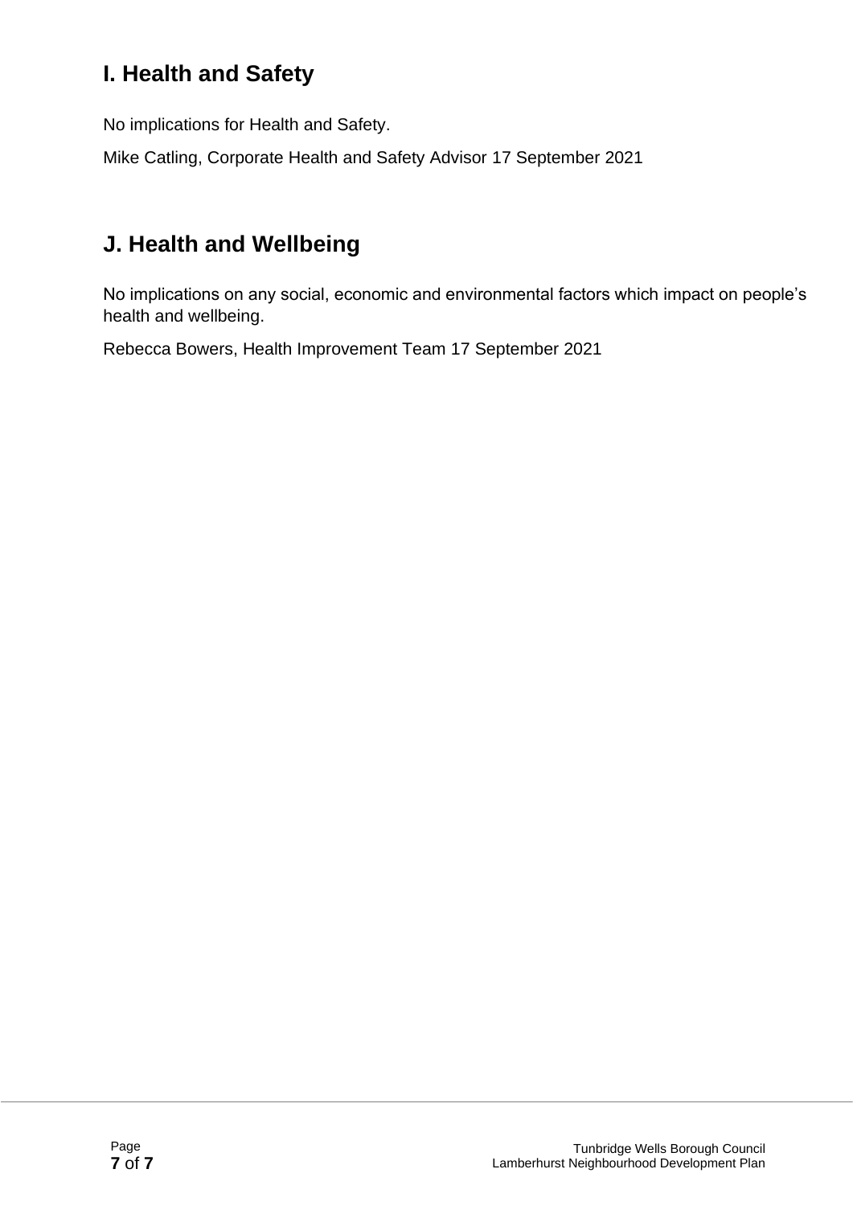## I. Health and Safety

No implications for Health and Safety.

Mike Catling, Corporate Health and Safety Advisor 17 September 2021

## J. Health and Wellbeing

No implications on any social, economic and environmental factors which impact on people's health and wellbeing.

Rebecca Bowers, Health Improvement Team 17 September 2021